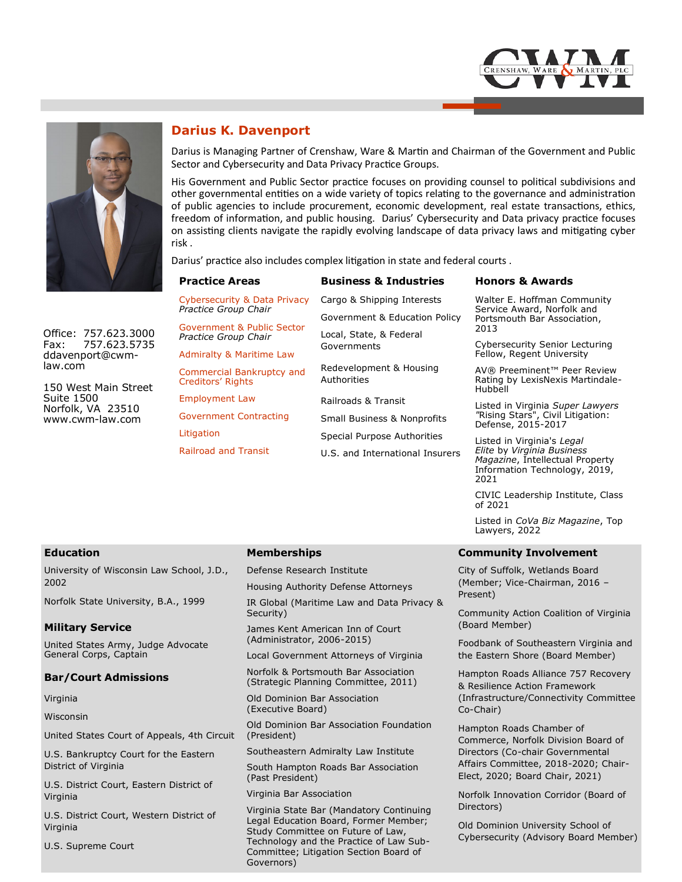# Darius K. Davenport

Darius is Managing Partner of Crenshaw, Ware & Martin and Chairman of the Government and Public Sector and Cybersecurity and Data Privacy Practice Groups.

His Government and Public Sector practice focuses on providing counsel to political subdivisions and other governmental entities on a wide variety of topics relating to the governance and administration of public agencies to include procurement, economic development, real estate transactions, ethics, freedom of information, and public housing. Darius' Cybersecurity and Data privacy practice focuses on assisting clients navigate the rapidly evolving landscape of data privacy laws and mitigating cyber risk .

Darius' practice also includes complex litigation in state and federal courts .

Office: 757.623.3000
Fax: 757.623.5735
ddavenport@cwm-law.com

150 West Main Street
Suite 1500
Norfolk, VA 23510
www.cwm-law.com

## Practice Areas

- Cybersecurity & Data Privacy *Practice Group Chair*
- Government & Public Sector *Practice Group Chair*
- Admiralty & Maritime Law
- Commercial Bankruptcy and Creditors' Rights
- Employment Law
- Government Contracting
- Litigation
- Railroad and Transit

## Business & Industries

- Cargo & Shipping Interests
- Government & Education Policy
- Local, State, & Federal Governments
- Redevelopment & Housing Authorities
- Railroads & Transit
- Small Business & Nonprofits
- Special Purpose Authorities
- U.S. and International Insurers

## Honors & Awards

- Walter E. Hoffman Community Service Award, Norfolk and Portsmouth Bar Association, 2013
- Cybersecurity Senior Lecturing Fellow, Regent University
- AV® Preeminent™ Peer Review Rating by LexisNexis Martindale-Hubbell
- Listed in Virginia *Super Lawyers* "Rising Stars", Civil Litigation: Defense, 2015-2017
- Listed in Virginia's *Legal Elite* by *Virginia Business Magazine*, Intellectual Property Information Technology, 2019, 2021
- CIVIC Leadership Institute, Class of 2021
- Listed in *CoVa Biz Magazine*, Top Lawyers, 2022

## Education

- University of Wisconsin Law School, J.D., 2002
- Norfolk State University, B.A., 1999

## Military Service

- United States Army, Judge Advocate General Corps, Captain

## Bar/Court Admissions

- Virginia
- Wisconsin
- United States Court of Appeals, 4th Circuit
- U.S. Bankruptcy Court for the Eastern District of Virginia
- U.S. District Court, Eastern District of Virginia
- U.S. District Court, Western District of Virginia
- U.S. Supreme Court

## Memberships

- Defense Research Institute
- Housing Authority Defense Attorneys
- IR Global (Maritime Law and Data Privacy & Security)
- James Kent American Inn of Court (Administrator, 2006-2015)
- Local Government Attorneys of Virginia
- Norfolk & Portsmouth Bar Association (Strategic Planning Committee, 2011)
- Old Dominion Bar Association (Executive Board)
- Old Dominion Bar Association Foundation (President)
- Southeastern Admiralty Law Institute
- South Hampton Roads Bar Association (Past President)
- Virginia Bar Association
- Virginia State Bar (Mandatory Continuing Legal Education Board, Former Member; Study Committee on Future of Law, Technology and the Practice of Law Sub-Committee; Litigation Section Board of Governors)

## Community Involvement

- City of Suffolk, Wetlands Board (Member; Vice-Chairman, 2016 – Present)
- Community Action Coalition of Virginia (Board Member)
- Foodbank of Southeastern Virginia and the Eastern Shore (Board Member)
- Hampton Roads Alliance 757 Recovery & Resilience Action Framework (Infrastructure/Connectivity Committee Co-Chair)
- Hampton Roads Chamber of Commerce, Norfolk Division Board of Directors (Co-chair Governmental Affairs Committee, 2018-2020; Chair-Elect, 2020; Board Chair, 2021)
- Norfolk Innovation Corridor (Board of Directors)
- Old Dominion University School of Cybersecurity (Advisory Board Member)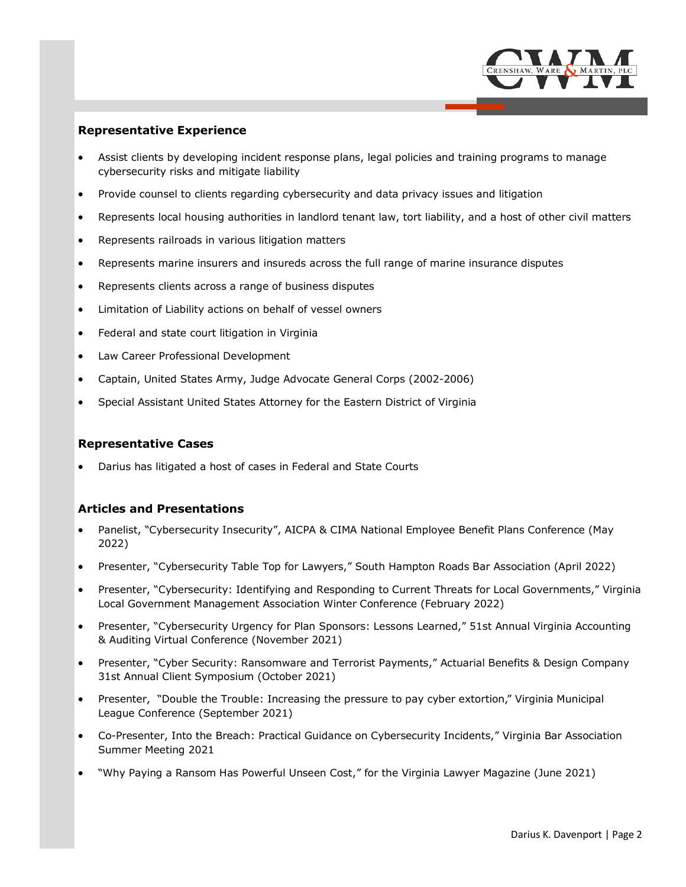## Representative Experience

- Assist clients by developing incident response plans, legal policies and training programs to manage cybersecurity risks and mitigate liability
- Provide counsel to clients regarding cybersecurity and data privacy issues and litigation
- Represents local housing authorities in landlord tenant law, tort liability, and a host of other civil matters
- Represents railroads in various litigation matters
- Represents marine insurers and insureds across the full range of marine insurance disputes
- Represents clients across a range of business disputes
- Limitation of Liability actions on behalf of vessel owners
- Federal and state court litigation in Virginia
- Law Career Professional Development
- Captain, United States Army, Judge Advocate General Corps (2002-2006)
- Special Assistant United States Attorney for the Eastern District of Virginia

## Representative Cases

- Darius has litigated a host of cases in Federal and State Courts

## Articles and Presentations

- Panelist, "Cybersecurity Insecurity", AICPA & CIMA National Employee Benefit Plans Conference (May 2022)
- Presenter, "Cybersecurity Table Top for Lawyers," South Hampton Roads Bar Association (April 2022)
- Presenter, "Cybersecurity: Identifying and Responding to Current Threats for Local Governments," Virginia Local Government Management Association Winter Conference (February 2022)
- Presenter, "Cybersecurity Urgency for Plan Sponsors: Lessons Learned," 51st Annual Virginia Accounting & Auditing Virtual Conference (November 2021)
- Presenter, "Cyber Security: Ransomware and Terrorist Payments," Actuarial Benefits & Design Company 31st Annual Client Symposium (October 2021)
- Presenter, "Double the Trouble: Increasing the pressure to pay cyber extortion," Virginia Municipal League Conference (September 2021)
- Co-Presenter, Into the Breach: Practical Guidance on Cybersecurity Incidents," Virginia Bar Association Summer Meeting 2021
- "Why Paying a Ransom Has Powerful Unseen Cost," for the Virginia Lawyer Magazine (June 2021)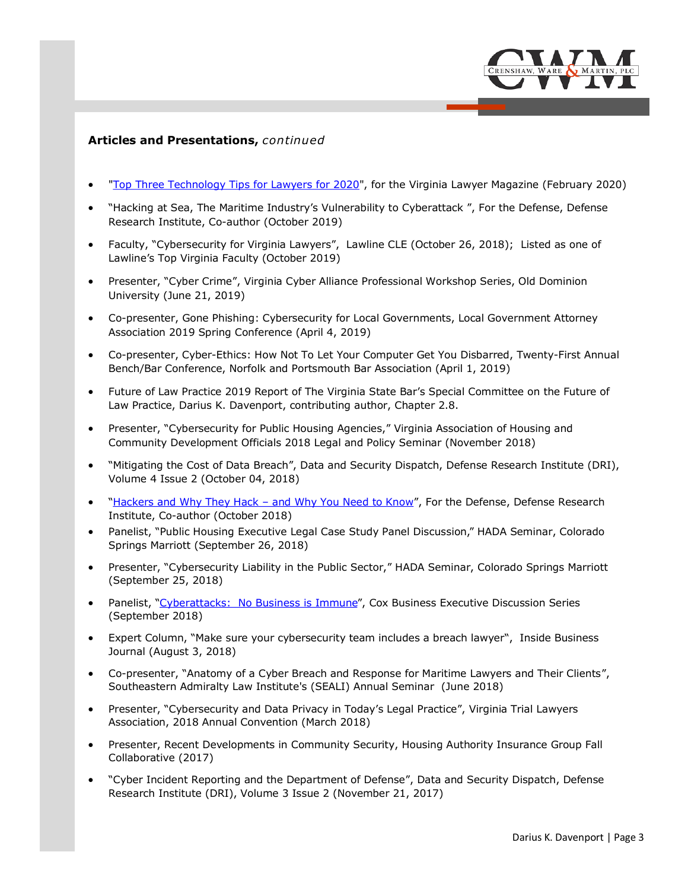**Articles and Presentations,** *continued*

- "Top Three Technology Tips for Lawyers for 2020", for the Virginia Lawyer Magazine (February 2020)
- "Hacking at Sea, The Maritime Industry's Vulnerability to Cyberattack ", For the Defense, Defense Research Institute, Co-author (October 2019)
- Faculty, "Cybersecurity for Virginia Lawyers", Lawline CLE (October 26, 2018); Listed as one of Lawline's Top Virginia Faculty (October 2019)
- Presenter, "Cyber Crime", Virginia Cyber Alliance Professional Workshop Series, Old Dominion University (June 21, 2019)
- Co-presenter, Gone Phishing: Cybersecurity for Local Governments, Local Government Attorney Association 2019 Spring Conference (April 4, 2019)
- Co-presenter, Cyber-Ethics: How Not To Let Your Computer Get You Disbarred, Twenty-First Annual Bench/Bar Conference, Norfolk and Portsmouth Bar Association (April 1, 2019)
- Future of Law Practice 2019 Report of The Virginia State Bar's Special Committee on the Future of Law Practice, Darius K. Davenport, contributing author, Chapter 2.8.
- Presenter, "Cybersecurity for Public Housing Agencies," Virginia Association of Housing and Community Development Officials 2018 Legal and Policy Seminar (November 2018)
- "Mitigating the Cost of Data Breach", Data and Security Dispatch, Defense Research Institute (DRI), Volume 4 Issue 2 (October 04, 2018)
- "Hackers and Why They Hack – and Why You Need to Know", For the Defense, Defense Research Institute, Co-author (October 2018)
- Panelist, "Public Housing Executive Legal Case Study Panel Discussion," HADA Seminar, Colorado Springs Marriott (September 26, 2018)
- Presenter, "Cybersecurity Liability in the Public Sector," HADA Seminar, Colorado Springs Marriott (September 25, 2018)
- Panelist, "Cyberattacks: No Business is Immune", Cox Business Executive Discussion Series (September 2018)
- Expert Column, "Make sure your cybersecurity team includes a breach lawyer", Inside Business Journal (August 3, 2018)
- Co-presenter, "Anatomy of a Cyber Breach and Response for Maritime Lawyers and Their Clients", Southeastern Admiralty Law Institute's (SEALI) Annual Seminar (June 2018)
- Presenter, "Cybersecurity and Data Privacy in Today's Legal Practice", Virginia Trial Lawyers Association, 2018 Annual Convention (March 2018)
- Presenter, Recent Developments in Community Security, Housing Authority Insurance Group Fall Collaborative (2017)
- "Cyber Incident Reporting and the Department of Defense", Data and Security Dispatch, Defense Research Institute (DRI), Volume 3 Issue 2 (November 21, 2017)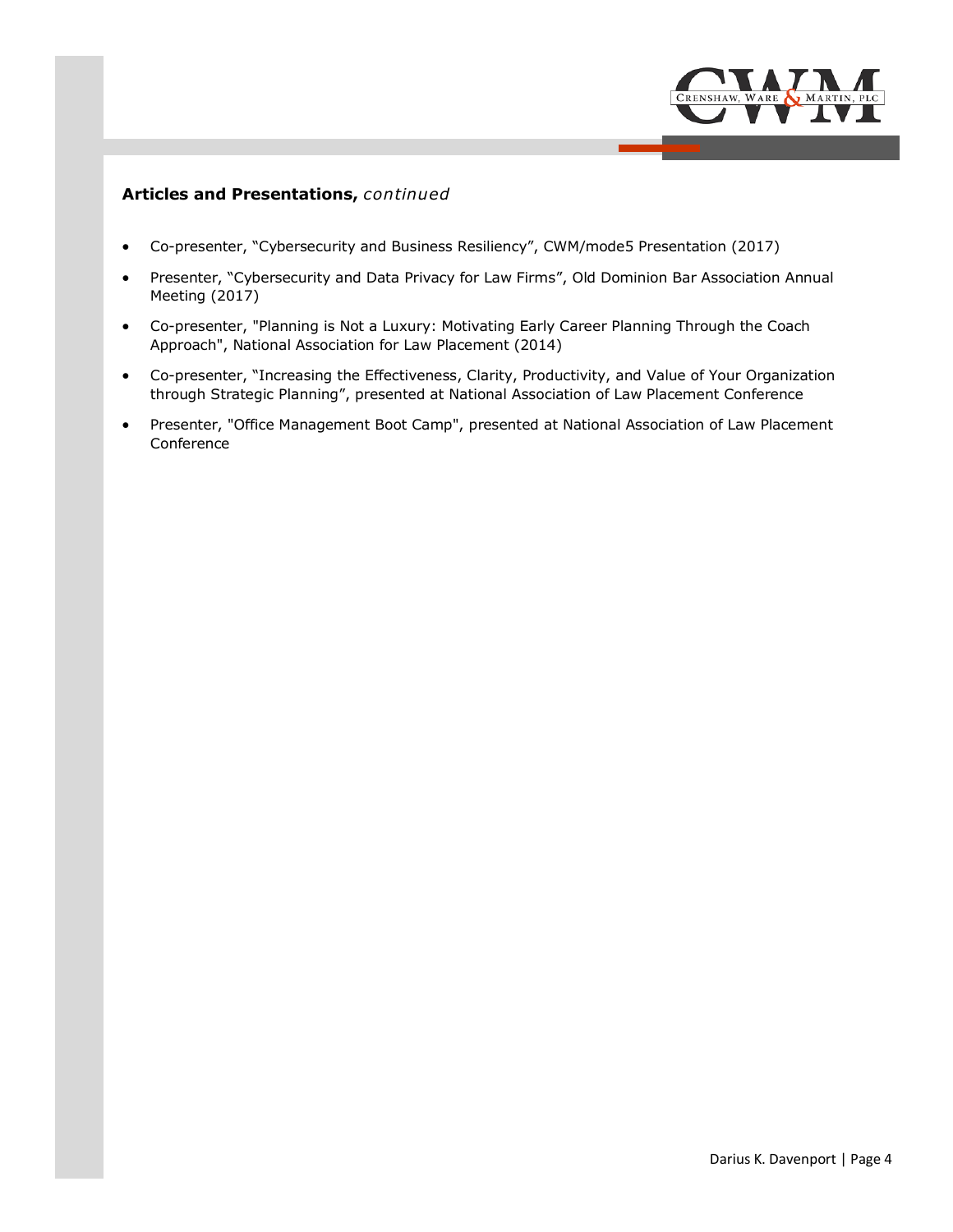**Articles and Presentations,** *continued*

- Co-presenter, “Cybersecurity and Business Resiliency”, CWM/mode5 Presentation (2017)
- Presenter, “Cybersecurity and Data Privacy for Law Firms”, Old Dominion Bar Association Annual Meeting (2017)
- Co-presenter, "Planning is Not a Luxury: Motivating Early Career Planning Through the Coach Approach", National Association for Law Placement (2014)
- Co-presenter, “Increasing the Effectiveness, Clarity, Productivity, and Value of Your Organization through Strategic Planning”, presented at National Association of Law Placement Conference
- Presenter, "Office Management Boot Camp", presented at National Association of Law Placement Conference